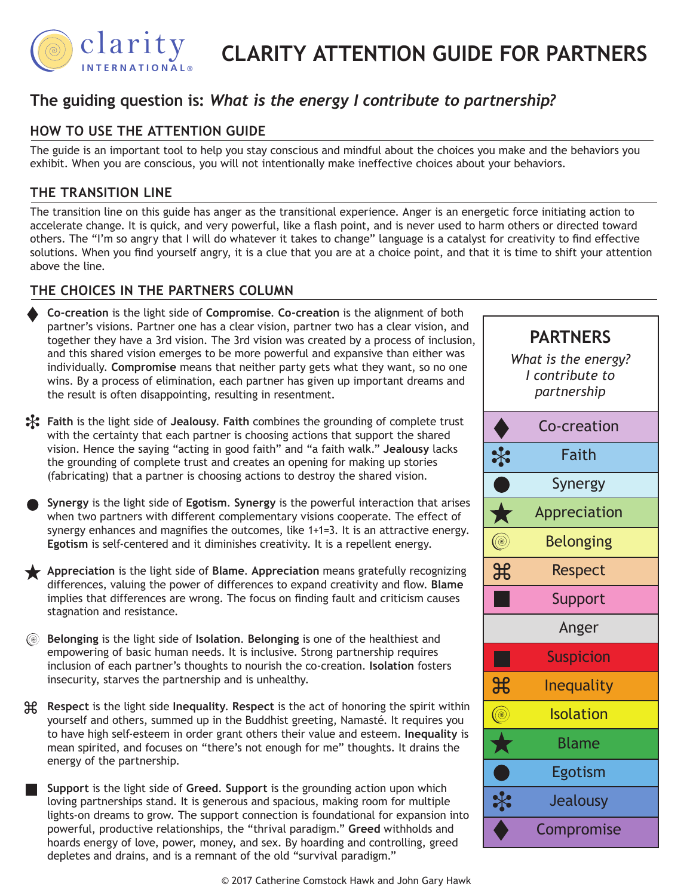# CLARITY ATTENTION GUIDE FOR PARTNERS

## The guiding question is: *What is the energy I contribute to partnership?*

### HOW TO USE THE ATTENTION GUIDE

The guide is an important tool to help you stay conscious and mindful about the choices you make and the behaviors you exhibit. When you are conscious, you will not intentionally make ineffective choices about your behaviors.

### THE TRANSITION LINE

The transition line on this guide has anger as the transitional experience. Anger is an energetic force initiating action to accelerate change. It is quick, and very powerful, like a flash point, and is never used to harm others or directed toward others. The "I'm so angry that I will do whatever it takes to change" language is a catalyst for creativity to find effective solutions. When you find yourself angry, it is a clue that you are at a choice point, and that it is time to shift your attention above the line.

### THE CHOICES IN THE PARTNERS COLUMN

- ◆ **Co-creation** is the light side of **Compromise**. **Co-creation** is the alignment of both partner's visions. Partner one has a clear vision, partner two has a clear vision, and together they have a 3rd vision. The 3rd vision was created by a process of inclusion, and this shared vision emerges to be more powerful and expansive than either was individually. **Compromise** means that neither party gets what they want, so no one wins. By a process of elimination, each partner has given up important dreams and the result is often disappointing, resulting in resentment.

- ❋ **Faith** is the light side of **Jealousy**. **Faith** combines the grounding of complete trust with the certainty that each partner is choosing actions that support the shared vision. Hence the saying "acting in good faith" and "a faith walk." **Jealousy** lacks the grounding of complete trust and creates an opening for making up stories (fabricating) that a partner is choosing actions to destroy the shared vision.

- ● **Synergy** is the light side of **Egotism**. **Synergy** is the powerful interaction that arises when two partners with different complementary visions cooperate. The effect of synergy enhances and magnifies the outcomes, like 1+1=3. It is an attractive energy. **Egotism** is self-centered and it diminishes creativity. It is a repellent energy.

- ★ **Appreciation** is the light side of **Blame**. **Appreciation** means gratefully recognizing differences, valuing the power of differences to expand creativity and flow. **Blame** implies that differences are wrong. The focus on finding fault and criticism causes stagnation and resistance.

- ◎ **Belonging** is the light side of **Isolation**. **Belonging** is one of the healthiest and empowering of basic human needs. It is inclusive. Strong partnership requires inclusion of each partner's thoughts to nourish the co-creation. **Isolation** fosters insecurity, starves the partnership and is unhealthy.

- ⌘ **Respect** is the light side **Inequality**. **Respect** is the act of honoring the spirit within yourself and others, summed up in the Buddhist greeting, Namasté. It requires you to have high self-esteem in order grant others their value and esteem. **Inequality** is mean spirited, and focuses on "there's not enough for me" thoughts. It drains the energy of the partnership.

- ■ **Support** is the light side of **Greed**. **Support** is the grounding action upon which loving partnerships stand. It is generous and spacious, making room for multiple lights-on dreams to grow. The support connection is foundational for expansion into powerful, productive relationships, the "thrival paradigm." **Greed** withholds and hoards energy of love, power, money, and sex. By hoarding and controlling, greed depletes and drains, and is a remnant of the old "survival paradigm."

| | PARTNERS<br>*What is the energy? I contribute to partnership* |
|---|---|
| ◆ | Co-creation |
| ❋ | Faith |
| ● | Synergy |
| ★ | Appreciation |
| ◎ | Belonging |
| ⌘ | Respect |
| ■ | Support |
| | Anger |
| ■ | Suspicion |
| ⌘ | Inequality |
| ◎ | Isolation |
| ★ | Blame |
| ● | Egotism |
| ❋ | Jealousy |
| ◆ | Compromise |

© 2017 Catherine Comstock Hawk and John Gary Hawk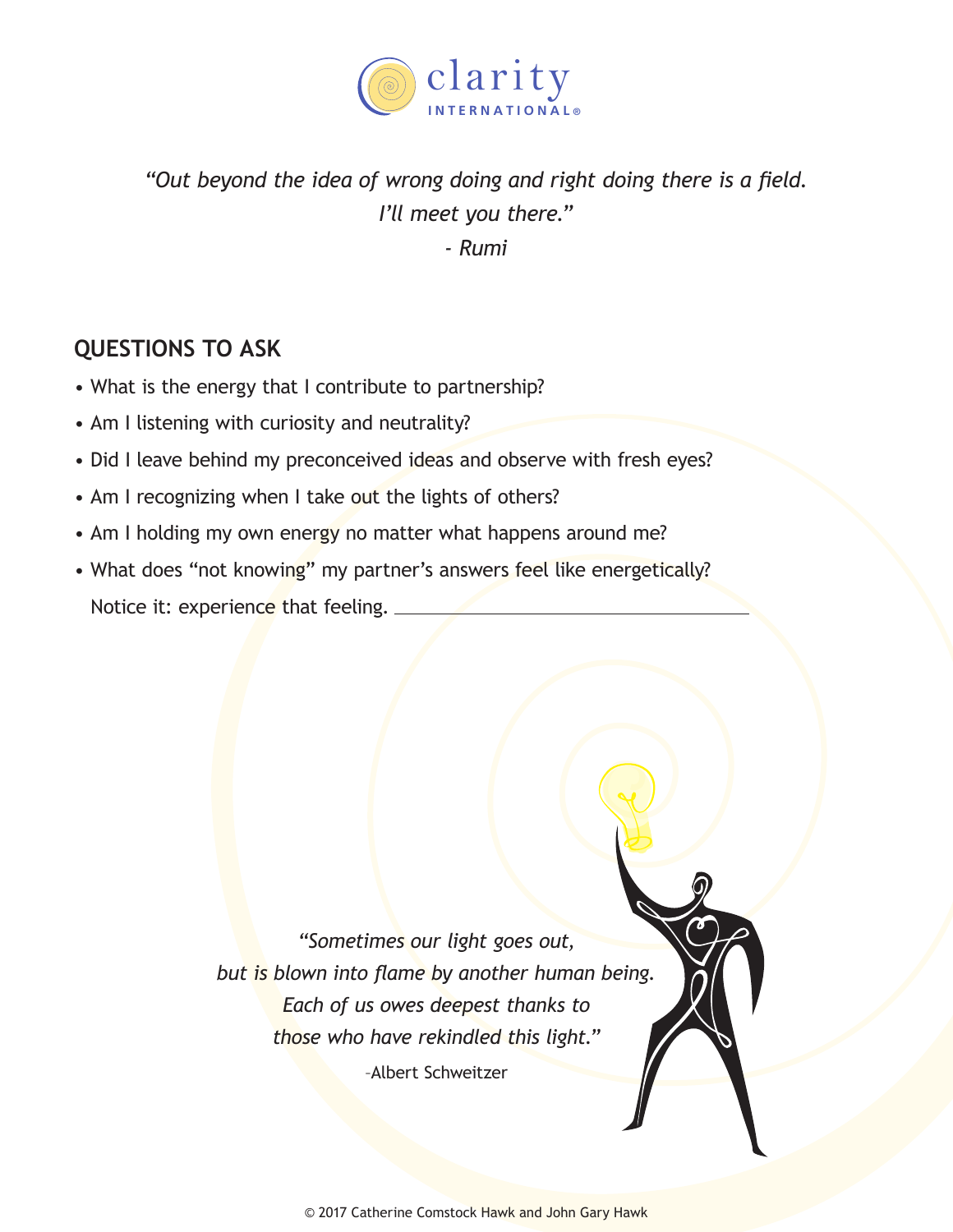clarity
INTERNATIONAL®

*"Out beyond the idea of wrong doing and right doing there is a field.*
*I'll meet you there."*
*- Rumi*

## QUESTIONS TO ASK

- What is the energy that I contribute to partnership?
- Am I listening with curiosity and neutrality?
- Did I leave behind my preconceived ideas and observe with fresh eyes?
- Am I recognizing when I take out the lights of others?
- Am I holding my own energy no matter what happens around me?
- What does "not knowing" my partner's answers feel like energetically?
  Notice it: experience that feeling. ___________________________________

*"Sometimes our light goes out,*
*but is blown into flame by another human being.*
*Each of us owes deepest thanks to*
*those who have rekindled this light."*
–Albert Schweitzer

© 2017 Catherine Comstock Hawk and John Gary Hawk